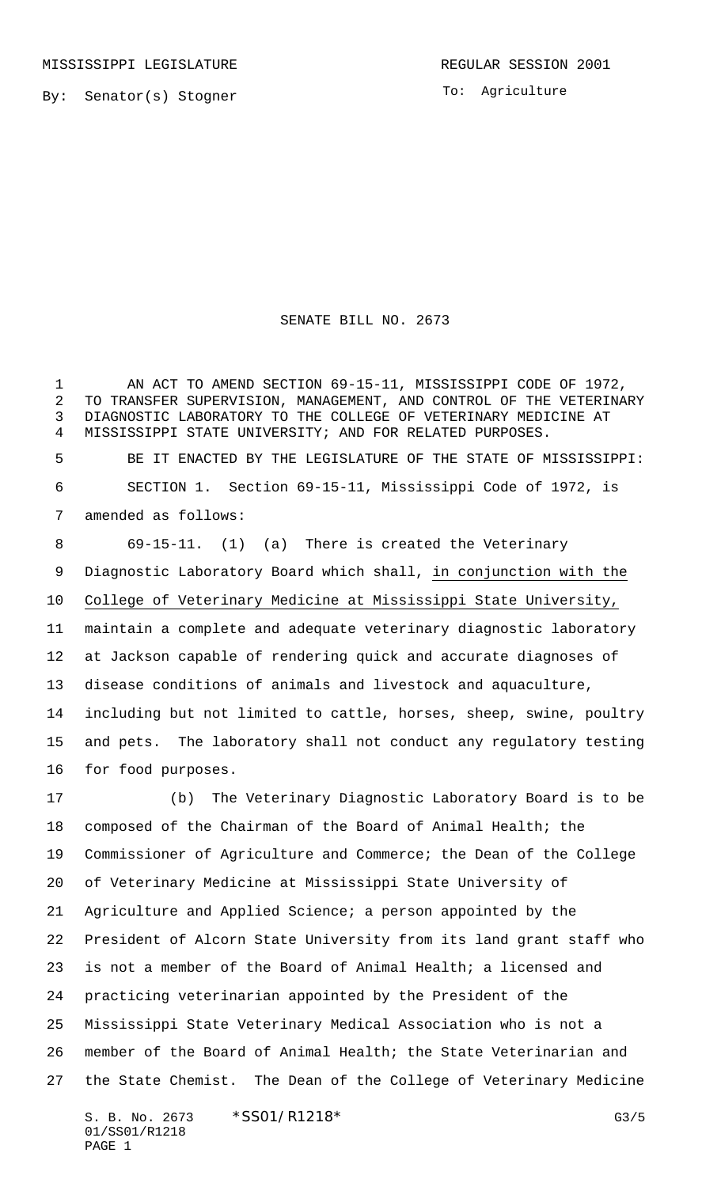MISSISSIPPI LEGISLATURE

REGULAR SESSION 2001

By: Senator(s) Stogner

To: Agriculture

# SENATE BILL NO. 2673

AN ACT TO AMEND SECTION 69-15-11, MISSISSIPPI CODE OF 1972, TO TRANSFER SUPERVISION, MANAGEMENT, AND CONTROL OF THE VETERINARY DIAGNOSTIC LABORATORY TO THE COLLEGE OF VETERINARY MEDICINE AT MISSISSIPPI STATE UNIVERSITY; AND FOR RELATED PURPOSES.

BE IT ENACTED BY THE LEGISLATURE OF THE STATE OF MISSISSIPPI:

SECTION 1. Section 69-15-11, Mississippi Code of 1972, is amended as follows:

69-15-11. (1) (a) There is created the Veterinary Diagnostic Laboratory Board which shall, in conjunction with the College of Veterinary Medicine at Mississippi State University, maintain a complete and adequate veterinary diagnostic laboratory at Jackson capable of rendering quick and accurate diagnoses of disease conditions of animals and livestock and aquaculture, including but not limited to cattle, horses, sheep, swine, poultry and pets. The laboratory shall not conduct any regulatory testing for food purposes.

(b) The Veterinary Diagnostic Laboratory Board is to be composed of the Chairman of the Board of Animal Health; the Commissioner of Agriculture and Commerce; the Dean of the College of Veterinary Medicine at Mississippi State University of Agriculture and Applied Science; a person appointed by the President of Alcorn State University from its land grant staff who is not a member of the Board of Animal Health; a licensed and practicing veterinarian appointed by the President of the Mississippi State Veterinary Medical Association who is not a member of the Board of Animal Health; the State Veterinarian and the State Chemist. The Dean of the College of Veterinary Medicine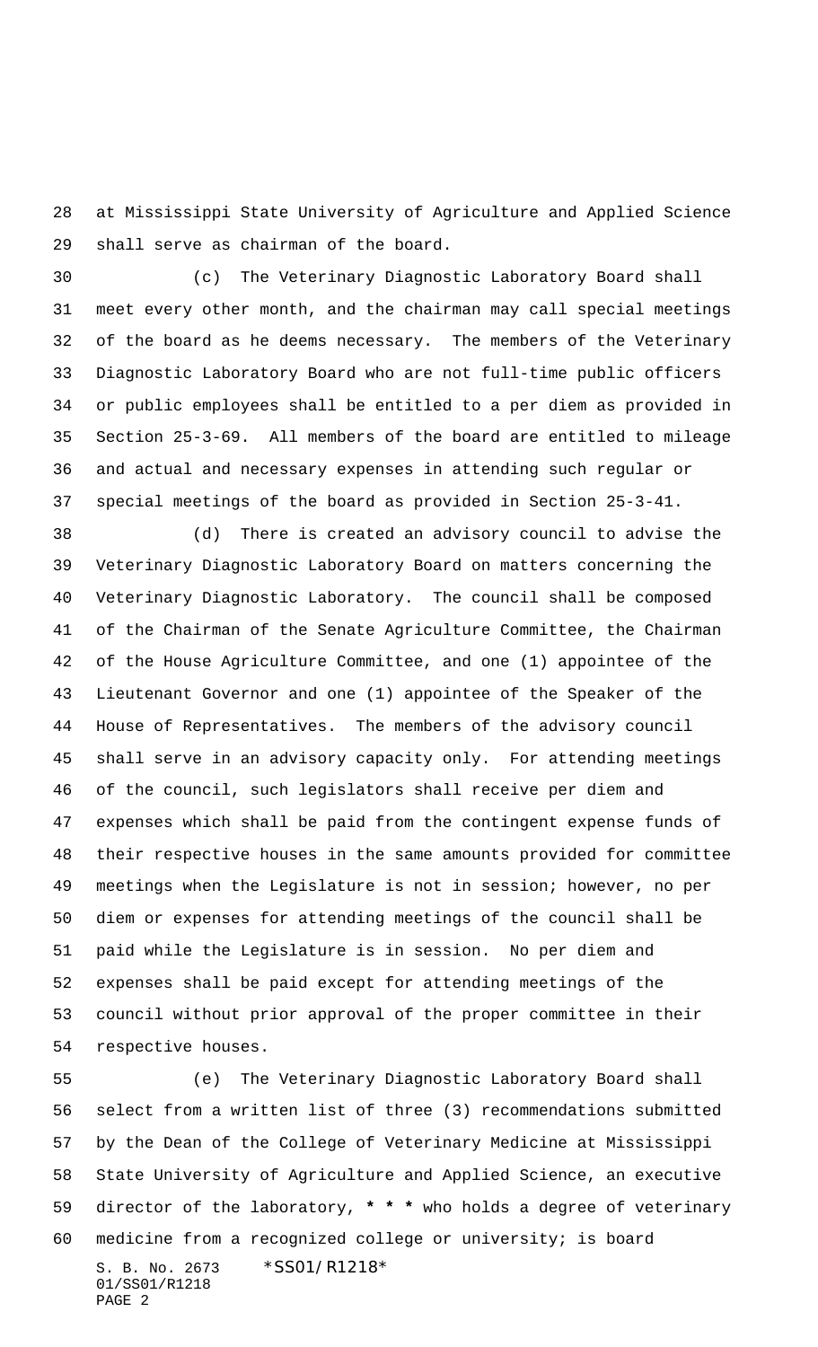at Mississippi State University of Agriculture and Applied Science shall serve as chairman of the board.

(c) The Veterinary Diagnostic Laboratory Board shall meet every other month, and the chairman may call special meetings of the board as he deems necessary. The members of the Veterinary Diagnostic Laboratory Board who are not full-time public officers or public employees shall be entitled to a per diem as provided in Section 25-3-69. All members of the board are entitled to mileage and actual and necessary expenses in attending such regular or special meetings of the board as provided in Section 25-3-41.

(d) There is created an advisory council to advise the Veterinary Diagnostic Laboratory Board on matters concerning the Veterinary Diagnostic Laboratory. The council shall be composed of the Chairman of the Senate Agriculture Committee, the Chairman of the House Agriculture Committee, and one (1) appointee of the Lieutenant Governor and one (1) appointee of the Speaker of the House of Representatives. The members of the advisory council shall serve in an advisory capacity only. For attending meetings of the council, such legislators shall receive per diem and expenses which shall be paid from the contingent expense funds of their respective houses in the same amounts provided for committee meetings when the Legislature is not in session; however, no per diem or expenses for attending meetings of the council shall be paid while the Legislature is in session. No per diem and expenses shall be paid except for attending meetings of the council without prior approval of the proper committee in their respective houses.

(e) The Veterinary Diagnostic Laboratory Board shall select from a written list of three (3) recommendations submitted by the Dean of the College of Veterinary Medicine at Mississippi State University of Agriculture and Applied Science, an executive director of the laboratory, **\* \* \*** who holds a degree of veterinary medicine from a recognized college or university; is board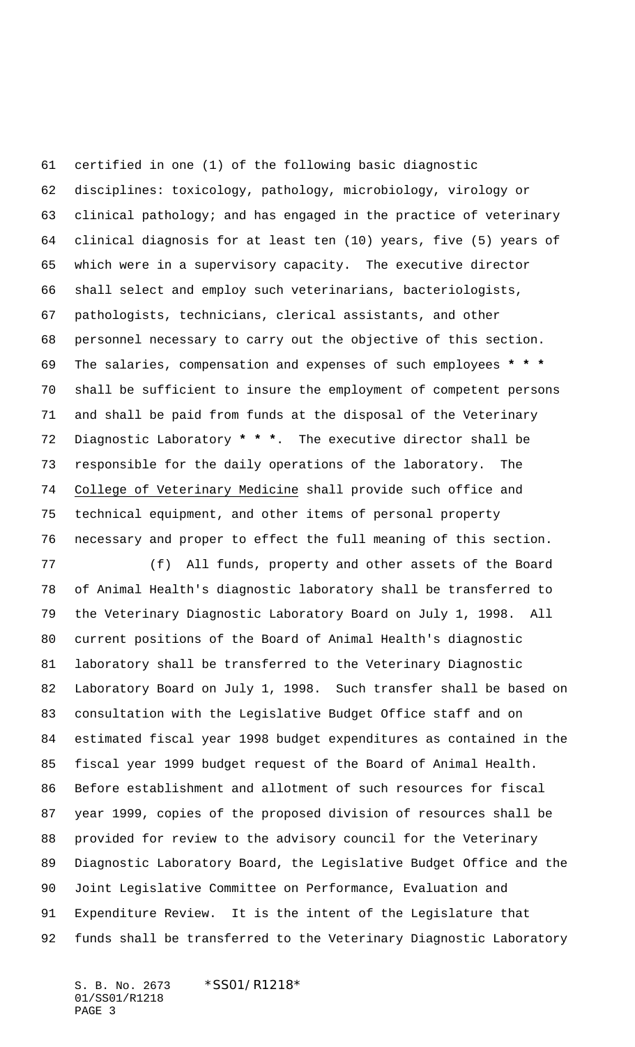certified in one (1) of the following basic diagnostic disciplines: toxicology, pathology, microbiology, virology or clinical pathology; and has engaged in the practice of veterinary clinical diagnosis for at least ten (10) years, five (5) years of which were in a supervisory capacity. The executive director shall select and employ such veterinarians, bacteriologists, pathologists, technicians, clerical assistants, and other personnel necessary to carry out the objective of this section. The salaries, compensation and expenses of such employees *** shall be sufficient to insure the employment of competent persons and shall be paid from funds at the disposal of the Veterinary Diagnostic Laboratory ***. The executive director shall be responsible for the daily operations of the laboratory. The College of Veterinary Medicine shall provide such office and technical equipment, and other items of personal property necessary and proper to effect the full meaning of this section.

(f) All funds, property and other assets of the Board of Animal Health's diagnostic laboratory shall be transferred to the Veterinary Diagnostic Laboratory Board on July 1, 1998. All current positions of the Board of Animal Health's diagnostic laboratory shall be transferred to the Veterinary Diagnostic Laboratory Board on July 1, 1998. Such transfer shall be based on consultation with the Legislative Budget Office staff and on estimated fiscal year 1998 budget expenditures as contained in the fiscal year 1999 budget request of the Board of Animal Health. Before establishment and allotment of such resources for fiscal year 1999, copies of the proposed division of resources shall be provided for review to the advisory council for the Veterinary Diagnostic Laboratory Board, the Legislative Budget Office and the Joint Legislative Committee on Performance, Evaluation and Expenditure Review. It is the intent of the Legislature that funds shall be transferred to the Veterinary Diagnostic Laboratory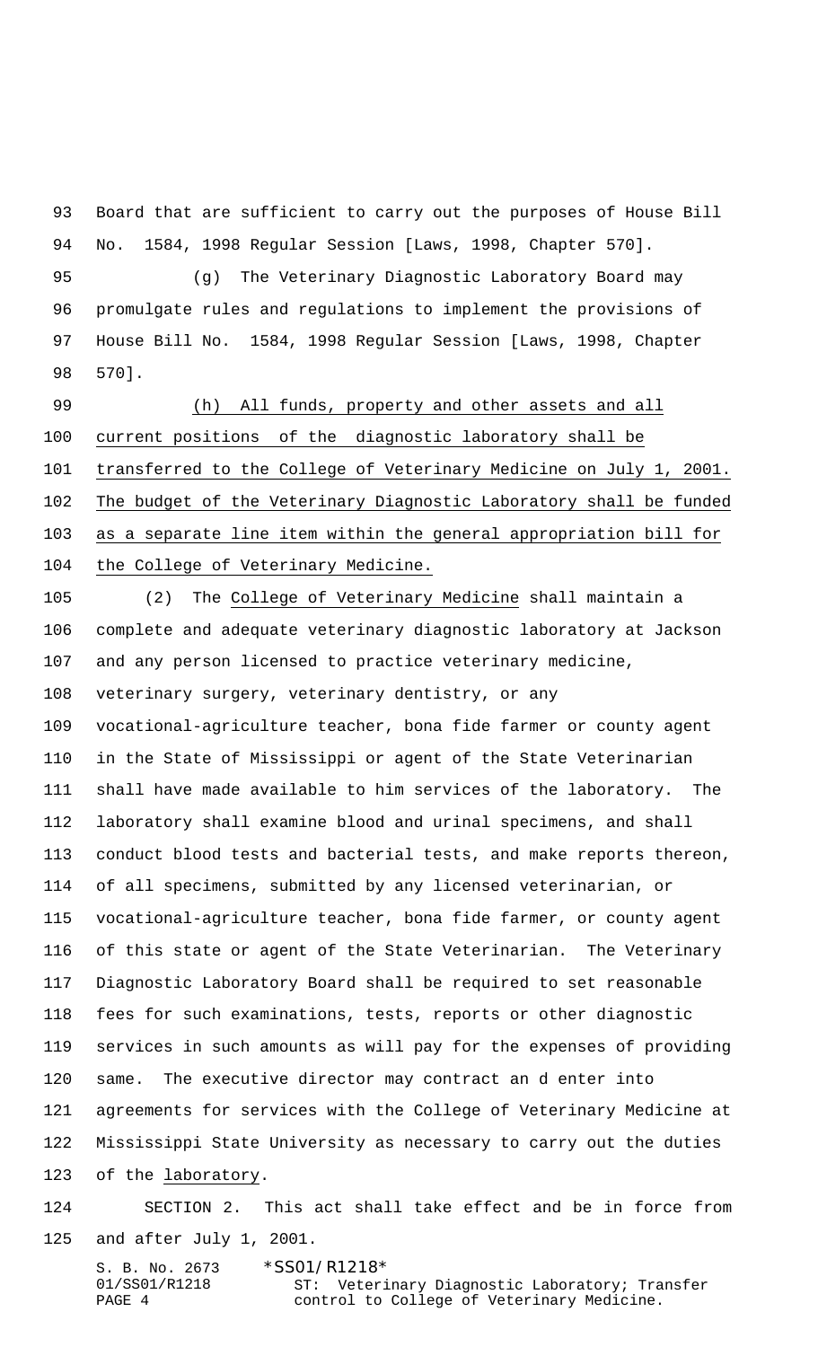Board that are sufficient to carry out the purposes of House Bill No. 1584, 1998 Regular Session [Laws, 1998, Chapter 570].

(g) The Veterinary Diagnostic Laboratory Board may promulgate rules and regulations to implement the provisions of House Bill No. 1584, 1998 Regular Session [Laws, 1998, Chapter 570].

<u>(h) All funds, property and other assets and all current positions of the diagnostic laboratory shall be transferred to the College of Veterinary Medicine on July 1, 2001. The budget of the Veterinary Diagnostic Laboratory shall be funded as a separate line item within the general appropriation bill for the College of Veterinary Medicine.</u>

(2) The <u>College of Veterinary Medicine</u> shall maintain a complete and adequate veterinary diagnostic laboratory at Jackson and any person licensed to practice veterinary medicine, veterinary surgery, veterinary dentistry, or any vocational-agriculture teacher, bona fide farmer or county agent in the State of Mississippi or agent of the State Veterinarian shall have made available to him services of the laboratory. The laboratory shall examine blood and urinal specimens, and shall conduct blood tests and bacterial tests, and make reports thereon, of all specimens, submitted by any licensed veterinarian, or vocational-agriculture teacher, bona fide farmer, or county agent of this state or agent of the State Veterinarian. The Veterinary Diagnostic Laboratory Board shall be required to set reasonable fees for such examinations, tests, reports or other diagnostic services in such amounts as will pay for the expenses of providing same. The executive director may contract an d enter into agreements for services with the College of Veterinary Medicine at Mississippi State University as necessary to carry out the duties of the <u>laboratory</u>.

SECTION 2. This act shall take effect and be in force from and after July 1, 2001.